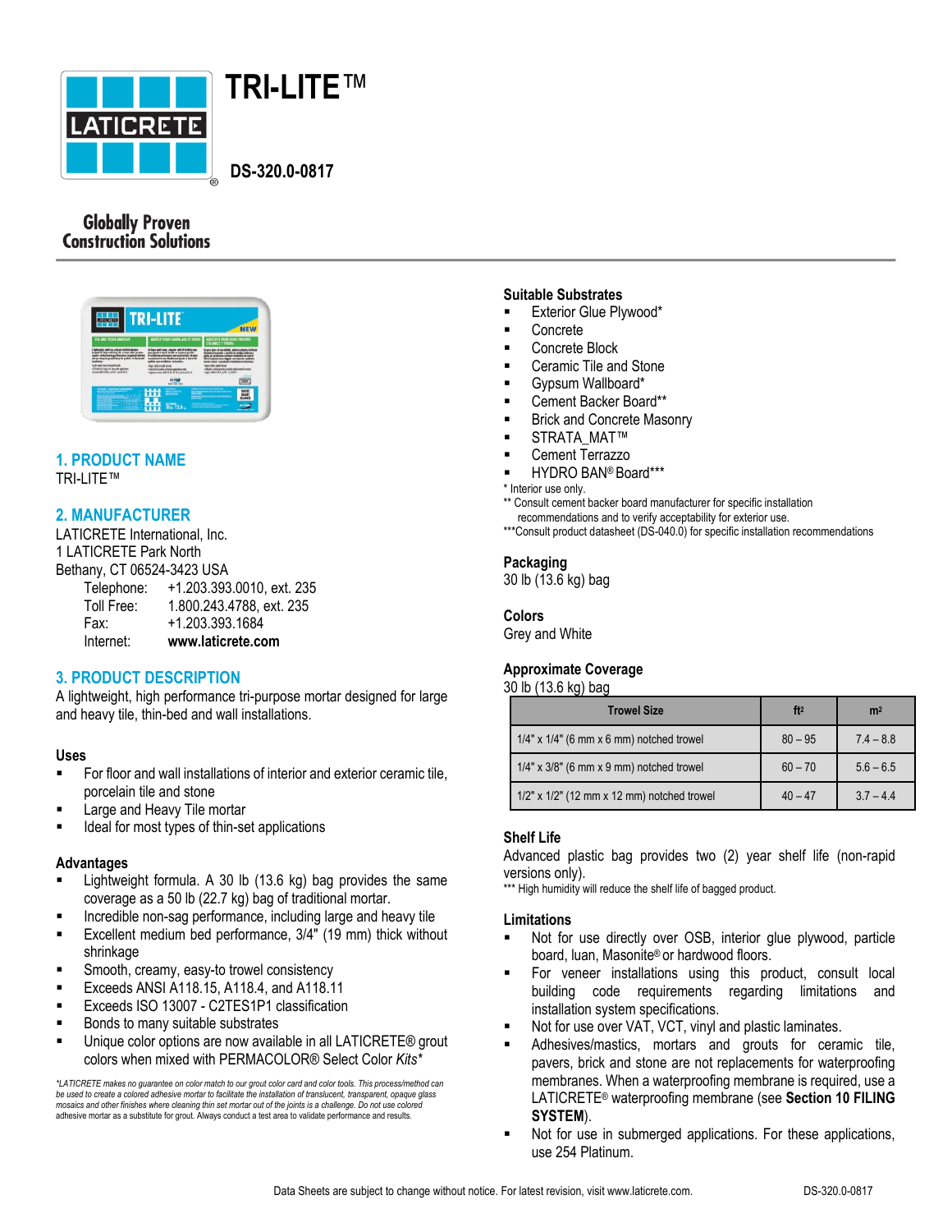# TRI-LITE™

DS-320.0-0817

Globally Proven
Construction Solutions

## 1. PRODUCT NAME

TRI-LITE™

## 2. MANUFACTURER

LATICRETE International, Inc.
1 LATICRETE Park North
Bethany, CT 06524-3423 USA

| | |
|---|---|
| Telephone: | +1.203.393.0010, ext. 235 |
| Toll Free: | 1.800.243.4788, ext. 235 |
| Fax: | +1.203.393.1684 |
| Internet: | **www.laticrete.com** |

## 3. PRODUCT DESCRIPTION

A lightweight, high performance tri-purpose mortar designed for large and heavy tile, thin-bed and wall installations.

### Uses

- For floor and wall installations of interior and exterior ceramic tile, porcelain tile and stone
- Large and Heavy Tile mortar
- Ideal for most types of thin-set applications

### Advantages

- Lightweight formula. A 30 lb (13.6 kg) bag provides the same coverage as a 50 lb (22.7 kg) bag of traditional mortar.
- Incredible non-sag performance, including large and heavy tile
- Excellent medium bed performance, 3/4" (19 mm) thick without shrinkage
- Smooth, creamy, easy-to trowel consistency
- Exceeds ANSI A118.15, A118.4, and A118.11
- Exceeds ISO 13007 - C2TES1P1 classification
- Bonds to many suitable substrates
- Unique color options are now available in all LATICRETE® grout colors when mixed with PERMACOLOR® Select Color *Kits**

*\*LATICRETE makes no guarantee on color match to our grout color card and color tools. This process/method can be used to create a colored adhesive mortar to facilitate the installation of translucent, transparent, opaque glass mosaics and other finishes where cleaning thin set mortar out of the joints is a challenge. Do not use colored adhesive mortar as a substitute for grout. Always conduct a test area to validate performance and results.*

### Suitable Substrates

- Exterior Glue Plywood*
- Concrete
- Concrete Block
- Ceramic Tile and Stone
- Gypsum Wallboard*
- Cement Backer Board**
- Brick and Concrete Masonry
- STRATA_MAT™
- Cement Terrazzo
- HYDRO BAN® Board***

\* Interior use only.
\** Consult cement backer board manufacturer for specific installation recommendations and to verify acceptability for exterior use.
\***Consult product datasheet (DS-040.0) for specific installation recommendations

### Packaging

30 lb (13.6 kg) bag

### Colors

Grey and White

### Approximate Coverage

30 lb (13.6 kg) bag

| Trowel Size | ft² | m² |
|---|---|---|
| 1/4" x 1/4" (6 mm x 6 mm) notched trowel | 80 – 95 | 7.4 – 8.8 |
| 1/4" x 3/8" (6 mm x 9 mm) notched trowel | 60 – 70 | 5.6 – 6.5 |
| 1/2" x 1/2" (12 mm x 12 mm) notched trowel | 40 – 47 | 3.7 – 4.4 |

### Shelf Life

Advanced plastic bag provides two (2) year shelf life (non-rapid versions only).
\*** High humidity will reduce the shelf life of bagged product.

### Limitations

- Not for use directly over OSB, interior glue plywood, particle board, luan, Masonite® or hardwood floors.
- For veneer installations using this product, consult local building code requirements regarding limitations and installation system specifications.
- Not for use over VAT, VCT, vinyl and plastic laminates.
- Adhesives/mastics, mortars and grouts for ceramic tile, pavers, brick and stone are not replacements for waterproofing membranes. When a waterproofing membrane is required, use a LATICRETE® waterproofing membrane (see **Section 10 FILING SYSTEM**).
- Not for use in submerged applications. For these applications, use 254 Platinum.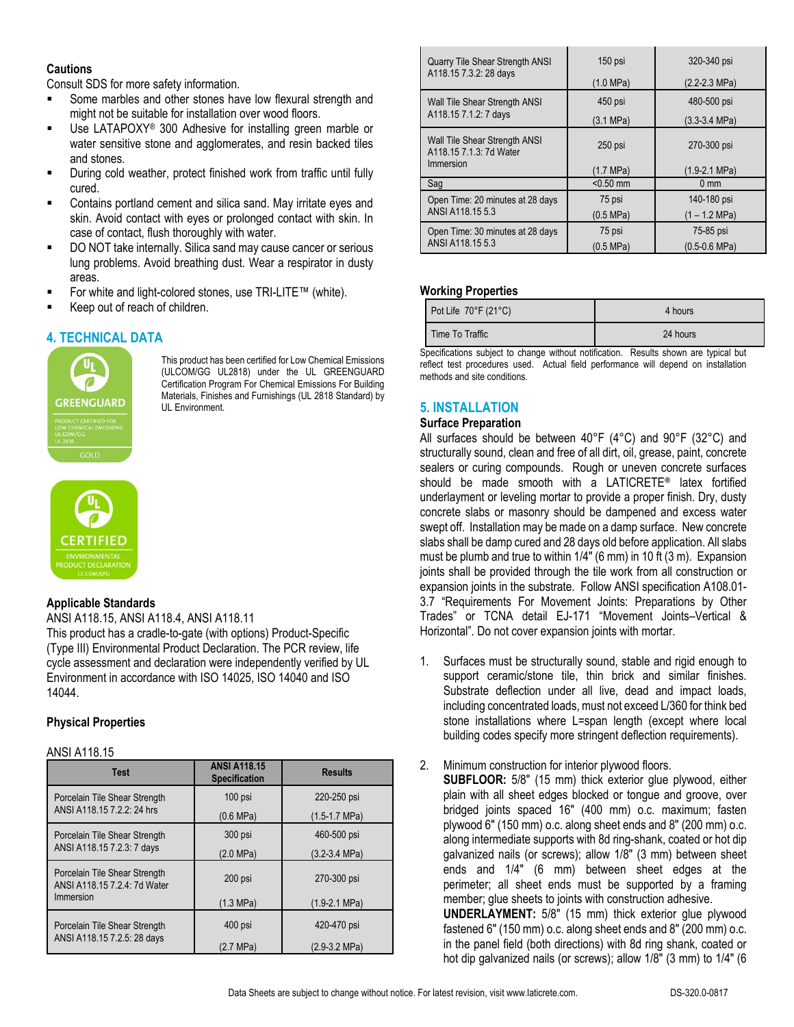### Cautions

Consult SDS for more safety information.

- Some marbles and other stones have low flexural strength and might not be suitable for installation over wood floors.
- Use LATAPOXY® 300 Adhesive for installing green marble or water sensitive stone and agglomerates, and resin backed tiles and stones.
- During cold weather, protect finished work from traffic until fully cured.
- Contains portland cement and silica sand. May irritate eyes and skin. Avoid contact with eyes or prolonged contact with skin. In case of contact, flush thoroughly with water.
- DO NOT take internally. Silica sand may cause cancer or serious lung problems. Avoid breathing dust. Wear a respirator in dusty areas.
- For white and light-colored stones, use TRI-LITE™ (white).
- Keep out of reach of children.

## 4. TECHNICAL DATA

This product has been certified for Low Chemical Emissions (ULCOM/GG UL2818) under the UL GREENGUARD Certification Program For Chemical Emissions For Building Materials, Finishes and Furnishings (UL 2818 Standard) by UL Environment.

### Applicable Standards

ANSI A118.15, ANSI A118.4, ANSI A118.11

This product has a cradle-to-gate (with options) Product-Specific (Type III) Environmental Product Declaration. The PCR review, life cycle assessment and declaration were independently verified by UL Environment in accordance with ISO 14025, ISO 14040 and ISO 14044.

### Physical Properties

ANSI A118.15

| Test | ANSI A118.15 Specification | Results |
|---|---|---|
| Porcelain Tile Shear Strength ANSI A118.15 7.2.2: 24 hrs | 100 psi (0.6 MPa) | 220-250 psi (1.5-1.7 MPa) |
| Porcelain Tile Shear Strength ANSI A118.15 7.2.3: 7 days | 300 psi (2.0 MPa) | 460-500 psi (3.2-3.4 MPa) |
| Porcelain Tile Shear Strength ANSI A118.15 7.2.4: 7d Water Immersion | 200 psi (1.3 MPa) | 270-300 psi (1.9-2.1 MPa) |
| Porcelain Tile Shear Strength ANSI A118.15 7.2.5: 28 days | 400 psi (2.7 MPa) | 420-470 psi (2.9-3.2 MPa) |
| Quarry Tile Shear Strength ANSI A118.15 7.3.2: 28 days | 150 psi (1.0 MPa) | 320-340 psi (2.2-2.3 MPa) |
| Wall Tile Shear Strength ANSI A118.15 7.1.2: 7 days | 450 psi (3.1 MPa) | 480-500 psi (3.3-3.4 MPa) |
| Wall Tile Shear Strength ANSI A118.15 7.1.3: 7d Water Immersion | 250 psi (1.7 MPa) | 270-300 psi (1.9-2.1 MPa) |
| Sag | <0.50 mm | 0 mm |
| Open Time: 20 minutes at 28 days ANSI A118.15 5.3 | 75 psi (0.5 MPa) | 140-180 psi (1 – 1.2 MPa) |
| Open Time: 30 minutes at 28 days ANSI A118.15 5.3 | 75 psi (0.5 MPa) | 75-85 psi (0.5-0.6 MPa) |

### Working Properties

| | |
|---|---|
| Pot Life 70°F (21°C) | 4 hours |
| Time To Traffic | 24 hours |

Specifications subject to change without notification. Results shown are typical but reflect test procedures used. Actual field performance will depend on installation methods and site conditions.

## 5. INSTALLATION

### Surface Preparation

All surfaces should be between 40°F (4°C) and 90°F (32°C) and structurally sound, clean and free of all dirt, oil, grease, paint, concrete sealers or curing compounds. Rough or uneven concrete surfaces should be made smooth with a LATICRETE® latex fortified underlayment or leveling mortar to provide a proper finish. Dry, dusty concrete slabs or masonry should be dampened and excess water swept off. Installation may be made on a damp surface. New concrete slabs shall be damp cured and 28 days old before application. All slabs must be plumb and true to within 1/4" (6 mm) in 10 ft (3 m). Expansion joints shall be provided through the tile work from all construction or expansion joints in the substrate. Follow ANSI specification A108.01-3.7 "Requirements For Movement Joints: Preparations by Other Trades" or TCNA detail EJ-171 "Movement Joints–Vertical & Horizontal". Do not cover expansion joints with mortar.

1. Surfaces must be structurally sound, stable and rigid enough to support ceramic/stone tile, thin brick and similar finishes. Substrate deflection under all live, dead and impact loads, including concentrated loads, must not exceed L/360 for think bed stone installations where L=span length (except where local building codes specify more stringent deflection requirements).

2. Minimum construction for interior plywood floors.
   **SUBFLOOR:** 5/8" (15 mm) thick exterior glue plywood, either plain with all sheet edges blocked or tongue and groove, over bridged joints spaced 16" (400 mm) o.c. maximum; fasten plywood 6" (150 mm) o.c. along sheet ends and 8" (200 mm) o.c. along intermediate supports with 8d ring-shank, coated or hot dip galvanized nails (or screws); allow 1/8" (3 mm) between sheet ends and 1/4" (6 mm) between sheet edges at the perimeter; all sheet ends must be supported by a framing member; glue sheets to joints with construction adhesive.
   **UNDERLAYMENT:** 5/8" (15 mm) thick exterior glue plywood fastened 6" (150 mm) o.c. along sheet ends and 8" (200 mm) o.c. in the panel field (both directions) with 8d ring shank, coated or hot dip galvanized nails (or screws); allow 1/8" (3 mm) to 1/4" (6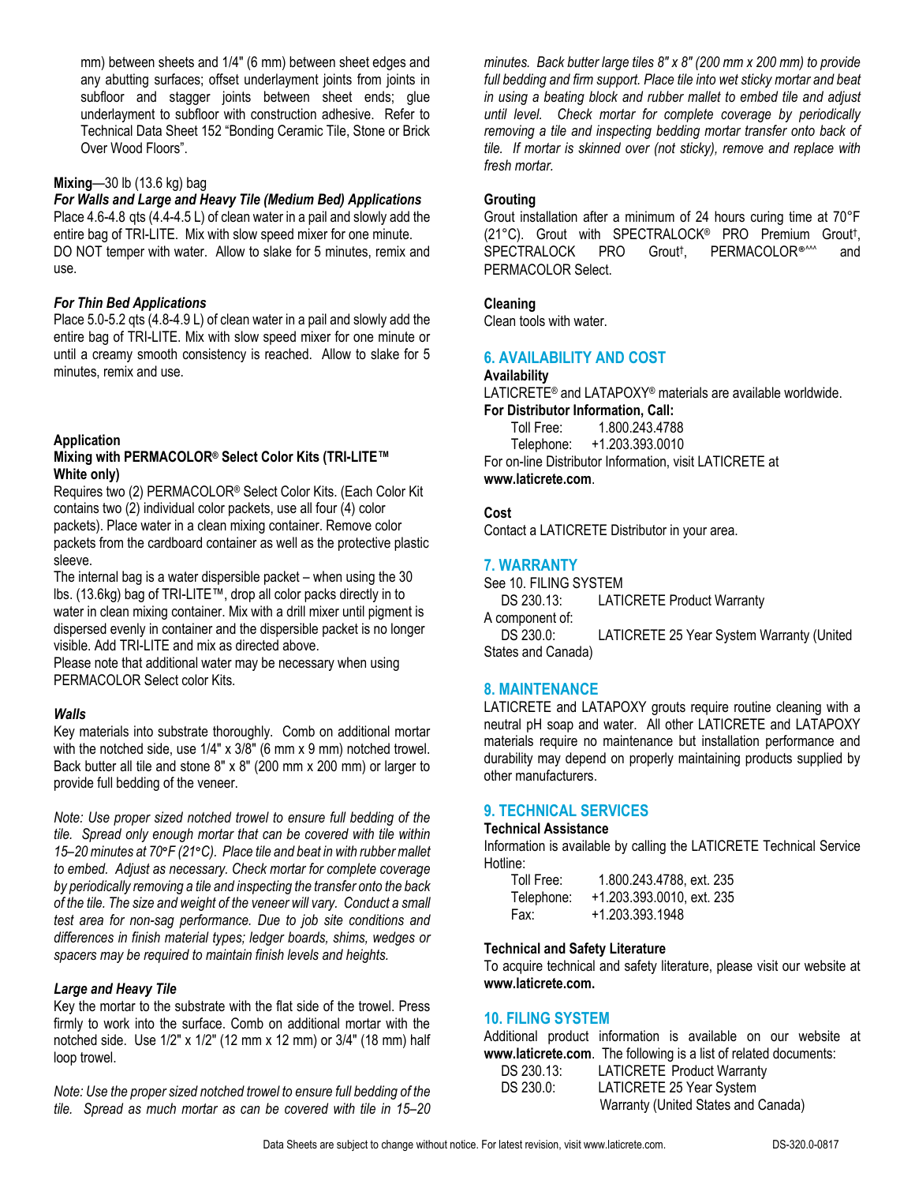mm) between sheets and 1/4" (6 mm) between sheet edges and any abutting surfaces; offset underlayment joints from joints in subfloor and stagger joints between sheet ends; glue underlayment to subfloor with construction adhesive. Refer to Technical Data Sheet 152 "Bonding Ceramic Tile, Stone or Brick Over Wood Floors".

**Mixing**—30 lb (13.6 kg) bag

***For Walls and Large and Heavy Tile (Medium Bed) Applications***

Place 4.6-4.8 qts (4.4-4.5 L) of clean water in a pail and slowly add the entire bag of TRI-LITE. Mix with slow speed mixer for one minute. DO NOT temper with water. Allow to slake for 5 minutes, remix and use.

***For Thin Bed Applications***

Place 5.0-5.2 qts (4.8-4.9 L) of clean water in a pail and slowly add the entire bag of TRI-LITE. Mix with slow speed mixer for one minute or until a creamy smooth consistency is reached. Allow to slake for 5 minutes, remix and use.

**Application**

**Mixing with PERMACOLOR® Select Color Kits (TRI-LITE™ White only)**

Requires two (2) PERMACOLOR® Select Color Kits. (Each Color Kit contains two (2) individual color packets, use all four (4) color packets). Place water in a clean mixing container. Remove color packets from the cardboard container as well as the protective plastic sleeve.

The internal bag is a water dispersible packet – when using the 30 lbs. (13.6kg) bag of TRI-LITE™, drop all color packs directly in to water in clean mixing container. Mix with a drill mixer until pigment is dispersed evenly in container and the dispersible packet is no longer visible. Add TRI-LITE and mix as directed above.

Please note that additional water may be necessary when using PERMACOLOR Select color Kits.

***Walls***

Key materials into substrate thoroughly. Comb on additional mortar with the notched side, use 1/4" x 3/8" (6 mm x 9 mm) notched trowel. Back butter all tile and stone 8" x 8" (200 mm x 200 mm) or larger to provide full bedding of the veneer.

*Note: Use proper sized notched trowel to ensure full bedding of the tile. Spread only enough mortar that can be covered with tile within 15–20 minutes at 70°F (21°C). Place tile and beat in with rubber mallet to embed. Adjust as necessary. Check mortar for complete coverage by periodically removing a tile and inspecting the transfer onto the back of the tile. The size and weight of the veneer will vary. Conduct a small test area for non-sag performance. Due to job site conditions and differences in finish material types; ledger boards, shims, wedges or spacers may be required to maintain finish levels and heights.*

***Large and Heavy Tile***

Key the mortar to the substrate with the flat side of the trowel. Press firmly to work into the surface. Comb on additional mortar with the notched side. Use 1/2" x 1/2" (12 mm x 12 mm) or 3/4" (18 mm) half loop trowel.

*Note: Use the proper sized notched trowel to ensure full bedding of the tile. Spread as much mortar as can be covered with tile in 15–20 minutes. Back butter large tiles 8" x 8" (200 mm x 200 mm) to provide full bedding and firm support. Place tile into wet sticky mortar and beat in using a beating block and rubber mallet to embed tile and adjust until level. Check mortar for complete coverage by periodically removing a tile and inspecting bedding mortar transfer onto back of tile. If mortar is skinned over (not sticky), remove and replace with fresh mortar.*

**Grouting**

Grout installation after a minimum of 24 hours curing time at 70°F (21°C). Grout with SPECTRALOCK® PRO Premium Grout†, SPECTRALOCK PRO Grout†, PERMACOLOR®^^^ and PERMACOLOR Select.

**Cleaning**

Clean tools with water.

## 6. AVAILABILITY AND COST

**Availability**

LATICRETE® and LATAPOXY® materials are available worldwide.

**For Distributor Information, Call:**

Toll Free: 1.800.243.4788
Telephone: +1.203.393.0010

For on-line Distributor Information, visit LATICRETE at **www.laticrete.com**.

**Cost**

Contact a LATICRETE Distributor in your area.

## 7. WARRANTY

See 10. FILING SYSTEM

DS 230.13: LATICRETE Product Warranty

A component of:

DS 230.0: LATICRETE 25 Year System Warranty (United States and Canada)

## 8. MAINTENANCE

LATICRETE and LATAPOXY grouts require routine cleaning with a neutral pH soap and water. All other LATICRETE and LATAPOXY materials require no maintenance but installation performance and durability may depend on properly maintaining products supplied by other manufacturers.

## 9. TECHNICAL SERVICES

**Technical Assistance**

Information is available by calling the LATICRETE Technical Service Hotline:

Toll Free: 1.800.243.4788, ext. 235
Telephone: +1.203.393.0010, ext. 235
Fax: +1.203.393.1948

**Technical and Safety Literature**

To acquire technical and safety literature, please visit our website at **www.laticrete.com.**

## 10. FILING SYSTEM

Additional product information is available on our website at **www.laticrete.com**. The following is a list of related documents:

DS 230.13: LATICRETE Product Warranty
DS 230.0: LATICRETE 25 Year System Warranty (United States and Canada)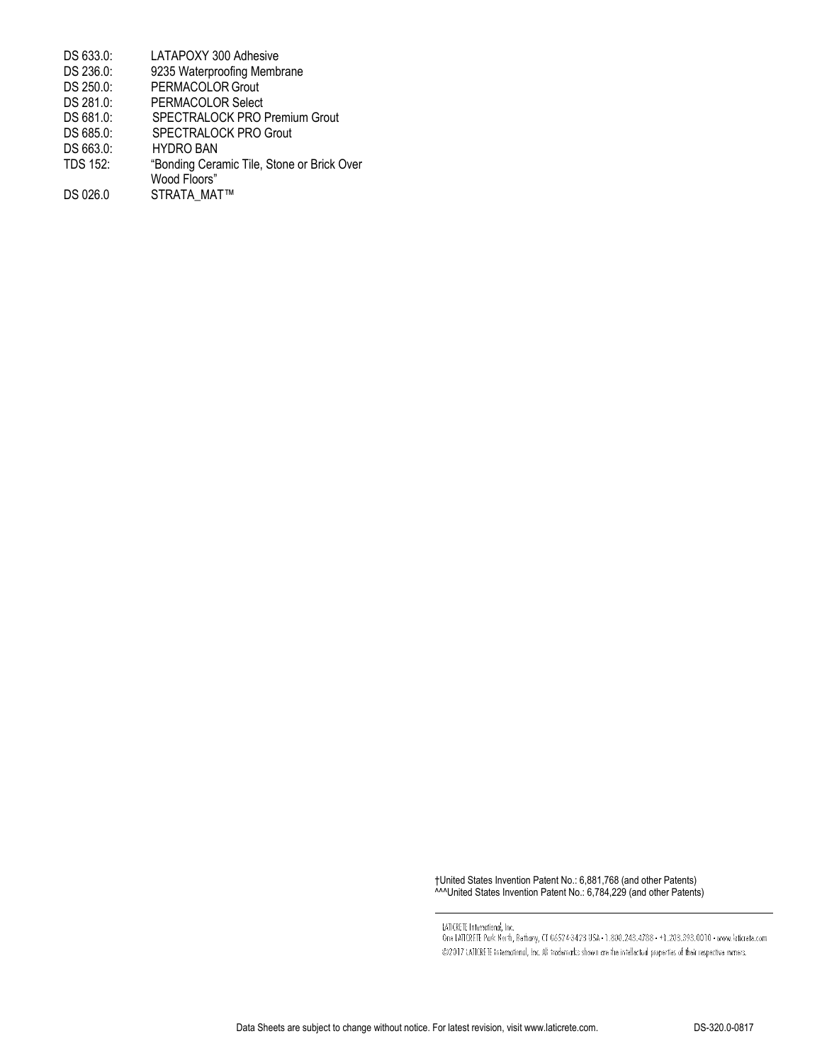| | |
|---|---|
| DS 633.0: | LATAPOXY 300 Adhesive |
| DS 236.0: | 9235 Waterproofing Membrane |
| DS 250.0: | PERMACOLOR Grout |
| DS 281.0: | PERMACOLOR Select |
| DS 681.0: | SPECTRALOCK PRO Premium Grout |
| DS 685.0: | SPECTRALOCK PRO Grout |
| DS 663.0: | HYDRO BAN |
| TDS 152: | "Bonding Ceramic Tile, Stone or Brick Over Wood Floors" |
| DS 026.0 | STRATA_MAT™ |

†United States Invention Patent No.: 6,881,768 (and other Patents)
^^^United States Invention Patent No.: 6,784,229 (and other Patents)

LATICRETE International, Inc.
One LATICRETE Park North, Bethany, CT 06524-3423 USA • 1.800.243.4788 • +1.203.393.0010 • www.laticrete.com
©2017 LATICRETE International, Inc. All trademarks shown are the intellectual properties of their respective owners.

Data Sheets are subject to change without notice. For latest revision, visit www.laticrete.com.

DS-320.0-0817